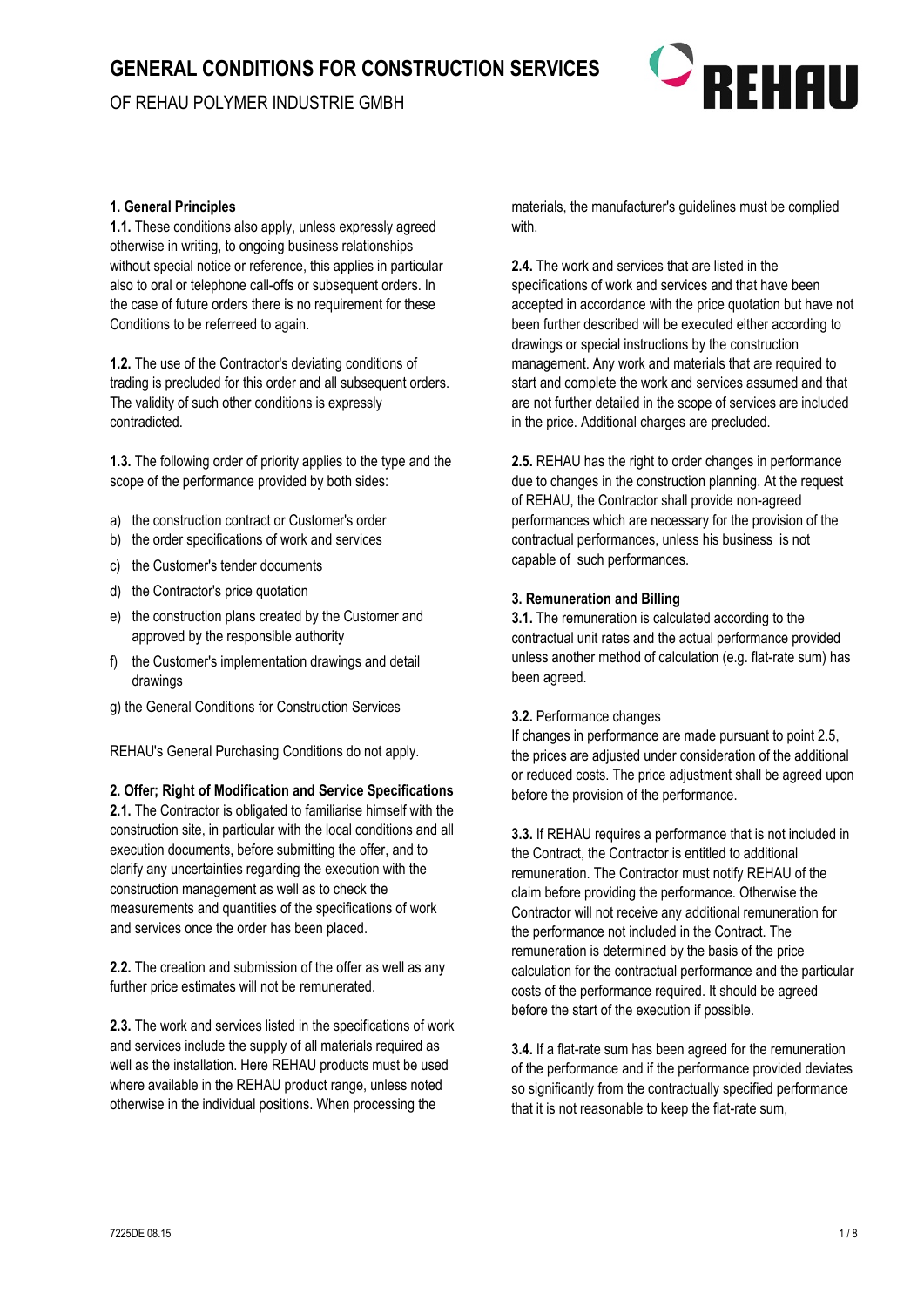# GENERAL CONDITIONS FOR CONSTRUCTION SERVICES

OF REHAU POLYMER INDUSTRIE GMBH

**1. General Principles**

**1.1.** These conditions also apply, unless expressly agreed otherwise in writing, to ongoing business relationships without special notice or reference, this applies in particular also to oral or telephone call-offs or subsequent orders. In the case of future orders there is no requirement for these Conditions to be refereed to again.

**1.2.** The use of the Contractor's deviating conditions of trading is precluded for this order and all subsequent orders. The validity of such other conditions is expressly contradicted.

**1.3.** The following order of priority applies to the type and the scope of the performance provided by both sides:

a) the construction contract or Customer's order
b) the order specifications of work and services
c) the Customer's tender documents
d) the Contractor's price quotation
e) the construction plans created by the Customer and approved by the responsible authority
f) the Customer's implementation drawings and detail drawings
g) the General Conditions for Construction Services

REHAU's General Purchasing Conditions do not apply.

**2. Offer; Right of Modification and Service Specifications**

**2.1.** The Contractor is obligated to familiarise himself with the construction site, in particular with the local conditions and all execution documents, before submitting the offer, and to clarify any uncertainties regarding the execution with the construction management as well as to check the measurements and quantities of the specifications of work and services once the order has been placed.

**2.2.** The creation and submission of the offer as well as any further price estimates will not be remunerated.

**2.3.** The work and services listed in the specifications of work and services include the supply of all materials required as well as the installation. Here REHAU products must be used where available in the REHAU product range, unless noted otherwise in the individual positions. When processing the materials, the manufacturer's guidelines must be complied with.

**2.4.** The work and services that are listed in the specifications of work and services and that have been accepted in accordance with the price quotation but have not been further described will be executed either according to drawings or special instructions by the construction management. Any work and materials that are required to start and complete the work and services assumed and that are not further detailed in the scope of services are included in the price. Additional charges are precluded.

**2.5.** REHAU has the right to order changes in performance due to changes in the construction planning. At the request of REHAU, the Contractor shall provide non-agreed performances which are necessary for the provision of the contractual performances, unless his business is not capable of such performances.

**3. Remuneration and Billing**

**3.1.** The remuneration is calculated according to the contractual unit rates and the actual performance provided unless another method of calculation (e.g. flat-rate sum) has been agreed.

**3.2.** Performance changes
If changes in performance are made pursuant to point 2.5, the prices are adjusted under consideration of the additional or reduced costs. The price adjustment shall be agreed upon before the provision of the performance.

**3.3.** If REHAU requires a performance that is not included in the Contract, the Contractor is entitled to additional remuneration. The Contractor must notify REHAU of the claim before providing the performance. Otherwise the Contractor will not receive any additional remuneration for the performance not included in the Contract. The remuneration is determined by the basis of the price calculation for the contractual performance and the particular costs of the performance required. It should be agreed before the start of the execution if possible.

**3.4.** If a flat-rate sum has been agreed for the remuneration of the performance and if the performance provided deviates so significantly from the contractually specified performance that it is not reasonable to keep the flat-rate sum,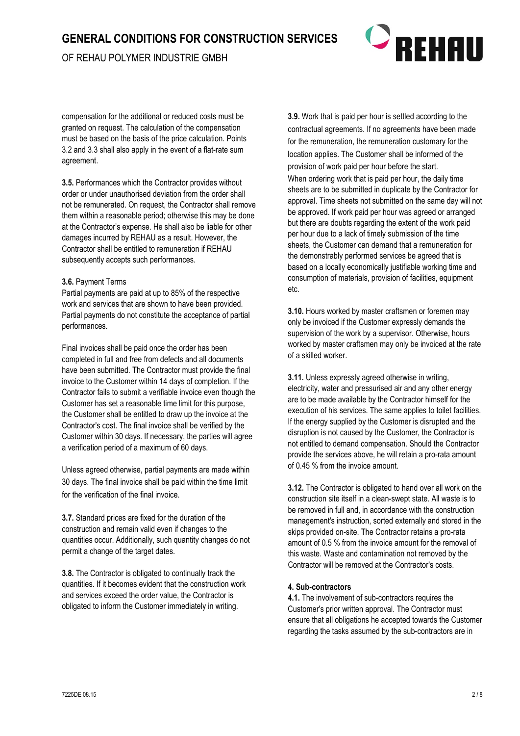compensation for the additional or reduced costs must be granted on request. The calculation of the compensation must be based on the basis of the price calculation. Points 3.2 and 3.3 shall also apply in the event of a flat-rate sum agreement.

**3.5.** Performances which the Contractor provides without order or under unauthorised deviation from the order shall not be remunerated. On request, the Contractor shall remove them within a reasonable period; otherwise this may be done at the Contractor's expense. He shall also be liable for other damages incurred by REHAU as a result. However, the Contractor shall be entitled to remuneration if REHAU subsequently accepts such performances.

**3.6.** Payment Terms

Partial payments are paid at up to 85% of the respective work and services that are shown to have been provided. Partial payments do not constitute the acceptance of partial performances.

Final invoices shall be paid once the order has been completed in full and free from defects and all documents have been submitted. The Contractor must provide the final invoice to the Customer within 14 days of completion. If the Contractor fails to submit a verifiable invoice even though the Customer has set a reasonable time limit for this purpose, the Customer shall be entitled to draw up the invoice at the Contractor's cost. The final invoice shall be verified by the Customer within 30 days. If necessary, the parties will agree a verification period of a maximum of 60 days.

Unless agreed otherwise, partial payments are made within 30 days. The final invoice shall be paid within the time limit for the verification of the final invoice.

**3.7.** Standard prices are fixed for the duration of the construction and remain valid even if changes to the quantities occur. Additionally, such quantity changes do not permit a change of the target dates.

**3.8.** The Contractor is obligated to continually track the quantities. If it becomes evident that the construction work and services exceed the order value, the Contractor is obligated to inform the Customer immediately in writing.

**3.9.** Work that is paid per hour is settled according to the contractual agreements. If no agreements have been made for the remuneration, the remuneration customary for the location applies. The Customer shall be informed of the provision of work paid per hour before the start.

When ordering work that is paid per hour, the daily time sheets are to be submitted in duplicate by the Contractor for approval. Time sheets not submitted on the same day will not be approved. If work paid per hour was agreed or arranged but there are doubts regarding the extent of the work paid per hour due to a lack of timely submission of the time sheets, the Customer can demand that a remuneration for the demonstrably performed services be agreed that is based on a locally economically justifiable working time and consumption of materials, provision of facilities, equipment etc.

**3.10.** Hours worked by master craftsmen or foremen may only be invoiced if the Customer expressly demands the supervision of the work by a supervisor. Otherwise, hours worked by master craftsmen may only be invoiced at the rate of a skilled worker.

**3.11.** Unless expressly agreed otherwise in writing, electricity, water and pressurised air and any other energy are to be made available by the Contractor himself for the execution of his services. The same applies to toilet facilities. If the energy supplied by the Customer is disrupted and the disruption is not caused by the Customer, the Contractor is not entitled to demand compensation. Should the Contractor provide the services above, he will retain a pro-rata amount of 0.45 % from the invoice amount.

**3.12.** The Contractor is obligated to hand over all work on the construction site itself in a clean-swept state. All waste is to be removed in full and, in accordance with the construction management's instruction, sorted externally and stored in the skips provided on-site. The Contractor retains a pro-rata amount of 0.5 % from the invoice amount for the removal of this waste. Waste and contamination not removed by the Contractor will be removed at the Contractor's costs.

**4. Sub-contractors**

**4.1.** The involvement of sub-contractors requires the Customer's prior written approval. The Contractor must ensure that all obligations he accepted towards the Customer regarding the tasks assumed by the sub-contractors are in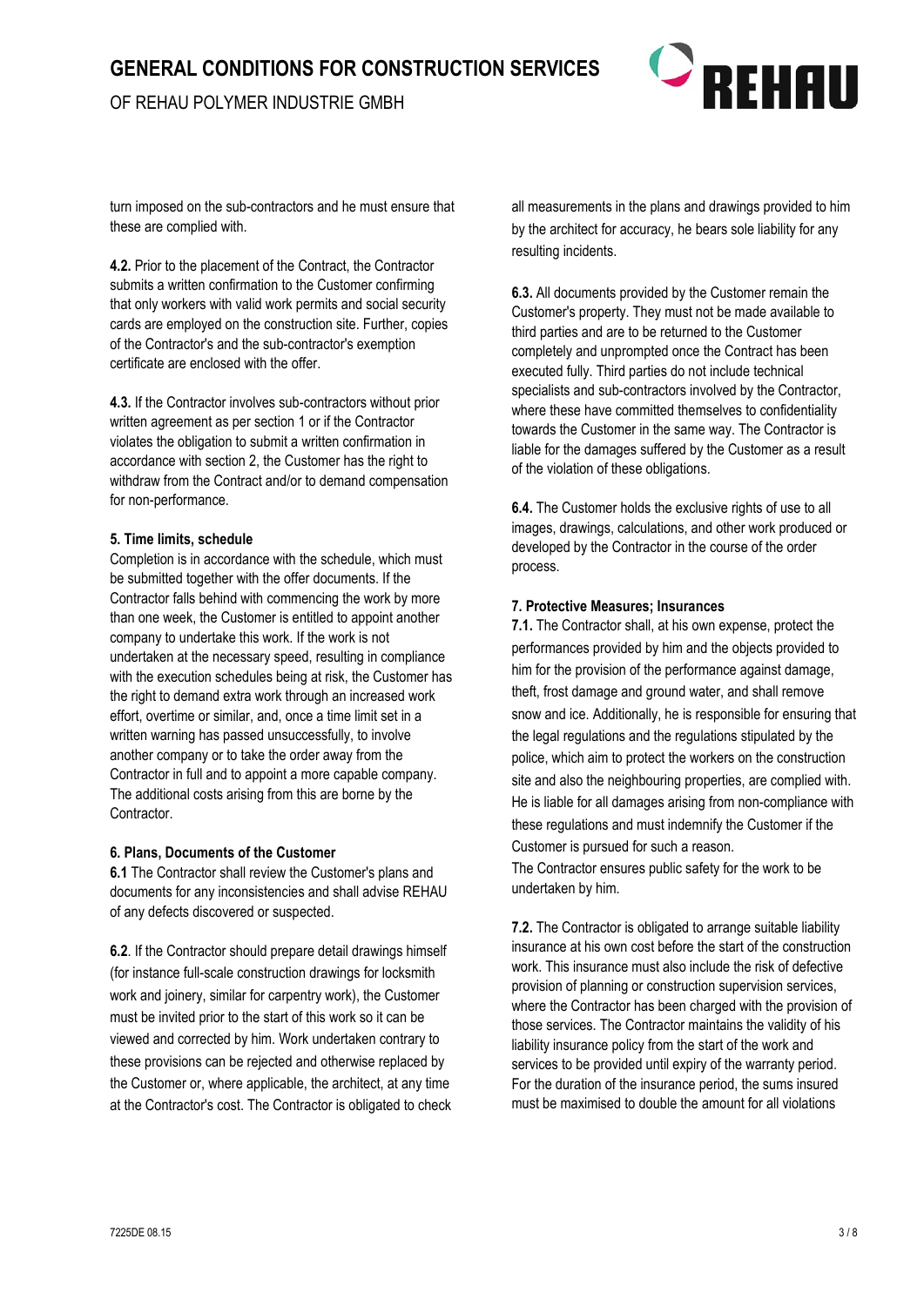turn imposed on the sub-contractors and he must ensure that these are complied with.

**4.2.** Prior to the placement of the Contract, the Contractor submits a written confirmation to the Customer confirming that only workers with valid work permits and social security cards are employed on the construction site. Further, copies of the Contractor's and the sub-contractor's exemption certificate are enclosed with the offer.

**4.3.** If the Contractor involves sub-contractors without prior written agreement as per section 1 or if the Contractor violates the obligation to submit a written confirmation in accordance with section 2, the Customer has the right to withdraw from the Contract and/or to demand compensation for non-performance.

**5. Time limits, schedule**

Completion is in accordance with the schedule, which must be submitted together with the offer documents. If the Contractor falls behind with commencing the work by more than one week, the Customer is entitled to appoint another company to undertake this work. If the work is not undertaken at the necessary speed, resulting in compliance with the execution schedules being at risk, the Customer has the right to demand extra work through an increased work effort, overtime or similar, and, once a time limit set in a written warning has passed unsuccessfully, to involve another company or to take the order away from the Contractor in full and to appoint a more capable company. The additional costs arising from this are borne by the Contractor.

**6. Plans, Documents of the Customer**

**6.1** The Contractor shall review the Customer's plans and documents for any inconsistencies and shall advise REHAU of any defects discovered or suspected.

**6.2**. If the Contractor should prepare detail drawings himself (for instance full-scale construction drawings for locksmith work and joinery, similar for carpentry work), the Customer must be invited prior to the start of this work so it can be viewed and corrected by him. Work undertaken contrary to these provisions can be rejected and otherwise replaced by the Customer or, where applicable, the architect, at any time at the Contractor's cost. The Contractor is obligated to check all measurements in the plans and drawings provided to him by the architect for accuracy, he bears sole liability for any resulting incidents.

**6.3.** All documents provided by the Customer remain the Customer's property. They must not be made available to third parties and are to be returned to the Customer completely and unprompted once the Contract has been executed fully. Third parties do not include technical specialists and sub-contractors involved by the Contractor, where these have committed themselves to confidentiality towards the Customer in the same way. The Contractor is liable for the damages suffered by the Customer as a result of the violation of these obligations.

**6.4.** The Customer holds the exclusive rights of use to all images, drawings, calculations, and other work produced or developed by the Contractor in the course of the order process.

**7. Protective Measures; Insurances**

**7.1.** The Contractor shall, at his own expense, protect the performances provided by him and the objects provided to him for the provision of the performance against damage, theft, frost damage and ground water, and shall remove snow and ice. Additionally, he is responsible for ensuring that the legal regulations and the regulations stipulated by the police, which aim to protect the workers on the construction site and also the neighbouring properties, are complied with. He is liable for all damages arising from non-compliance with these regulations and must indemnify the Customer if the Customer is pursued for such a reason.

The Contractor ensures public safety for the work to be undertaken by him.

**7.2.** The Contractor is obligated to arrange suitable liability insurance at his own cost before the start of the construction work. This insurance must also include the risk of defective provision of planning or construction supervision services, where the Contractor has been charged with the provision of those services. The Contractor maintains the validity of his liability insurance policy from the start of the work and services to be provided until expiry of the warranty period. For the duration of the insurance period, the sums insured must be maximised to double the amount for all violations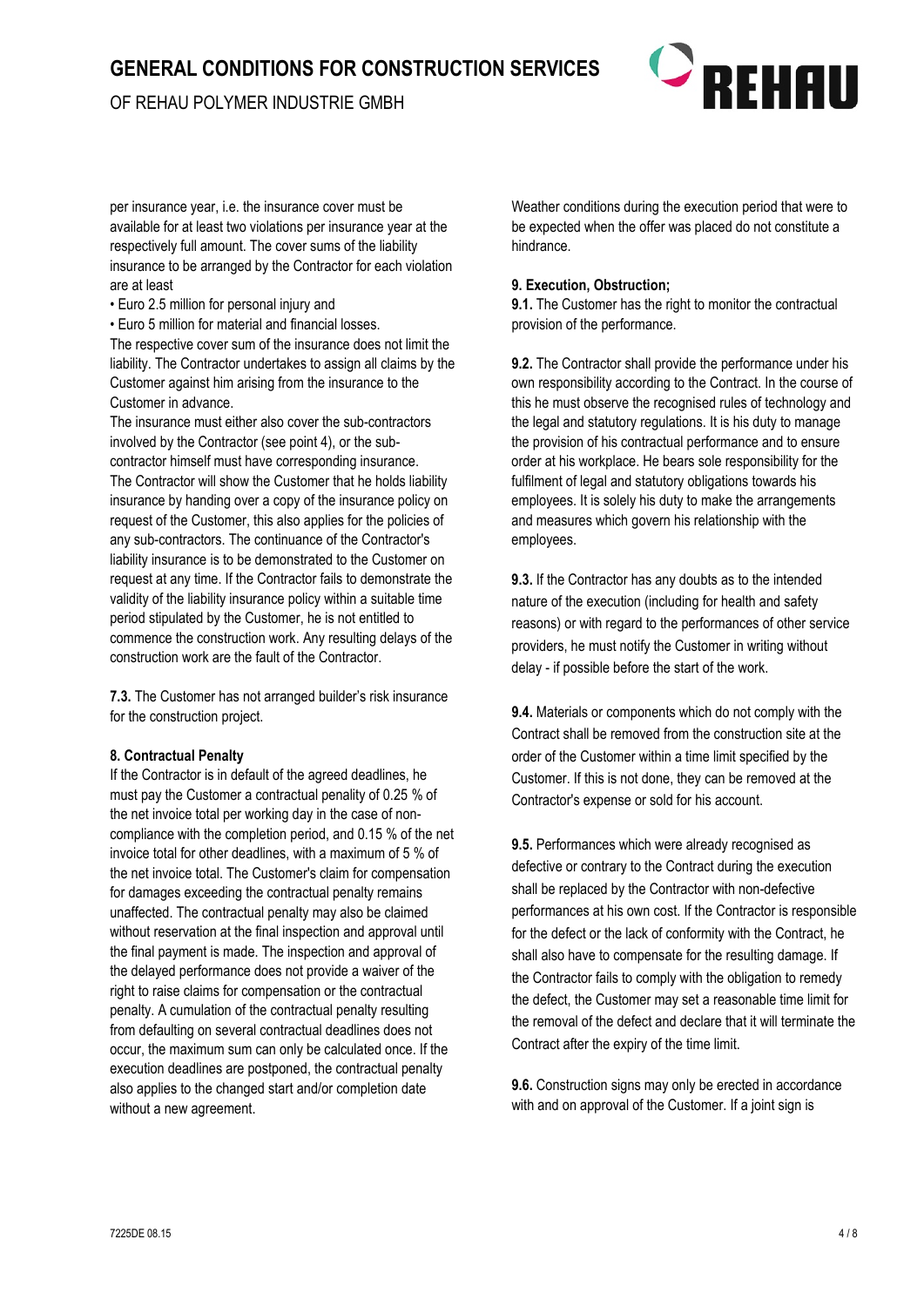per insurance year, i.e. the insurance cover must be available for at least two violations per insurance year at the respectively full amount. The cover sums of the liability insurance to be arranged by the Contractor for each violation are at least

- Euro 2.5 million for personal injury and
- Euro 5 million for material and financial losses.

The respective cover sum of the insurance does not limit the liability. The Contractor undertakes to assign all claims by the Customer against him arising from the insurance to the Customer in advance.

The insurance must either also cover the sub-contractors involved by the Contractor (see point 4), or the sub-contractor himself must have corresponding insurance. The Contractor will show the Customer that he holds liability insurance by handing over a copy of the insurance policy on request of the Customer, this also applies for the policies of any sub-contractors. The continuance of the Contractor's liability insurance is to be demonstrated to the Customer on request at any time. If the Contractor fails to demonstrate the validity of the liability insurance policy within a suitable time period stipulated by the Customer, he is not entitled to commence the construction work. Any resulting delays of the construction work are the fault of the Contractor.

**7.3.** The Customer has not arranged builder's risk insurance for the construction project.

**8. Contractual Penalty**

If the Contractor is in default of the agreed deadlines, he must pay the Customer a contractual penality of 0.25 % of the net invoice total per working day in the case of non-compliance with the completion period, and 0.15 % of the net invoice total for other deadlines, with a maximum of 5 % of the net invoice total. The Customer's claim for compensation for damages exceeding the contractual penalty remains unaffected. The contractual penalty may also be claimed without reservation at the final inspection and approval until the final payment is made. The inspection and approval of the delayed performance does not provide a waiver of the right to raise claims for compensation or the contractual penalty. A cumulation of the contractual penalty resulting from defaulting on several contractual deadlines does not occur, the maximum sum can only be calculated once. If the execution deadlines are postponed, the contractual penalty also applies to the changed start and/or completion date without a new agreement.

Weather conditions during the execution period that were to be expected when the offer was placed do not constitute a hindrance.

**9. Execution, Obstruction;**

**9.1.** The Customer has the right to monitor the contractual provision of the performance.

**9.2.** The Contractor shall provide the performance under his own responsibility according to the Contract. In the course of this he must observe the recognised rules of technology and the legal and statutory regulations. It is his duty to manage the provision of his contractual performance and to ensure order at his workplace. He bears sole responsibility for the fulfilment of legal and statutory obligations towards his employees. It is solely his duty to make the arrangements and measures which govern his relationship with the employees.

**9.3.** If the Contractor has any doubts as to the intended nature of the execution (including for health and safety reasons) or with regard to the performances of other service providers, he must notify the Customer in writing without delay - if possible before the start of the work.

**9.4.** Materials or components which do not comply with the Contract shall be removed from the construction site at the order of the Customer within a time limit specified by the Customer. If this is not done, they can be removed at the Contractor's expense or sold for his account.

**9.5.** Performances which were already recognised as defective or contrary to the Contract during the execution shall be replaced by the Contractor with non-defective performances at his own cost. If the Contractor is responsible for the defect or the lack of conformity with the Contract, he shall also have to compensate for the resulting damage. If the Contractor fails to comply with the obligation to remedy the defect, the Customer may set a reasonable time limit for the removal of the defect and declare that it will terminate the Contract after the expiry of the time limit.

**9.6.** Construction signs may only be erected in accordance with and on approval of the Customer. If a joint sign is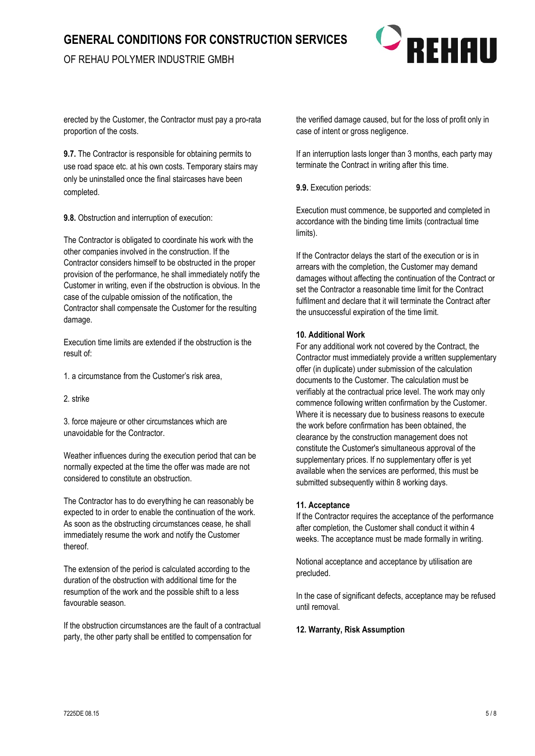erected by the Customer, the Contractor must pay a pro-rata proportion of the costs.

**9.7.** The Contractor is responsible for obtaining permits to use road space etc. at his own costs. Temporary stairs may only be uninstalled once the final staircases have been completed.

**9.8.** Obstruction and interruption of execution:

The Contractor is obligated to coordinate his work with the other companies involved in the construction. If the Contractor considers himself to be obstructed in the proper provision of the performance, he shall immediately notify the Customer in writing, even if the obstruction is obvious. In the case of the culpable omission of the notification, the Contractor shall compensate the Customer for the resulting damage.

Execution time limits are extended if the obstruction is the result of:

1. a circumstance from the Customer's risk area,

2. strike

3. force majeure or other circumstances which are unavoidable for the Contractor.

Weather influences during the execution period that can be normally expected at the time the offer was made are not considered to constitute an obstruction.

The Contractor has to do everything he can reasonably be expected to in order to enable the continuation of the work. As soon as the obstructing circumstances cease, he shall immediately resume the work and notify the Customer thereof.

The extension of the period is calculated according to the duration of the obstruction with additional time for the resumption of the work and the possible shift to a less favourable season.

If the obstruction circumstances are the fault of a contractual party, the other party shall be entitled to compensation for the verified damage caused, but for the loss of profit only in case of intent or gross negligence.

If an interruption lasts longer than 3 months, each party may terminate the Contract in writing after this time.

**9.9.** Execution periods:

Execution must commence, be supported and completed in accordance with the binding time limits (contractual time limits).

If the Contractor delays the start of the execution or is in arrears with the completion, the Customer may demand damages without affecting the continuation of the Contract or set the Contractor a reasonable time limit for the Contract fulfilment and declare that it will terminate the Contract after the unsuccessful expiration of the time limit.

**10. Additional Work**

For any additional work not covered by the Contract, the Contractor must immediately provide a written supplementary offer (in duplicate) under submission of the calculation documents to the Customer. The calculation must be verifiably at the contractual price level. The work may only commence following written confirmation by the Customer. Where it is necessary due to business reasons to execute the work before confirmation has been obtained, the clearance by the construction management does not constitute the Customer's simultaneous approval of the supplementary prices. If no supplementary offer is yet available when the services are performed, this must be submitted subsequently within 8 working days.

**11. Acceptance**

If the Contractor requires the acceptance of the performance after completion, the Customer shall conduct it within 4 weeks. The acceptance must be made formally in writing.

Notional acceptance and acceptance by utilisation are precluded.

In the case of significant defects, acceptance may be refused until removal.

**12. Warranty, Risk Assumption**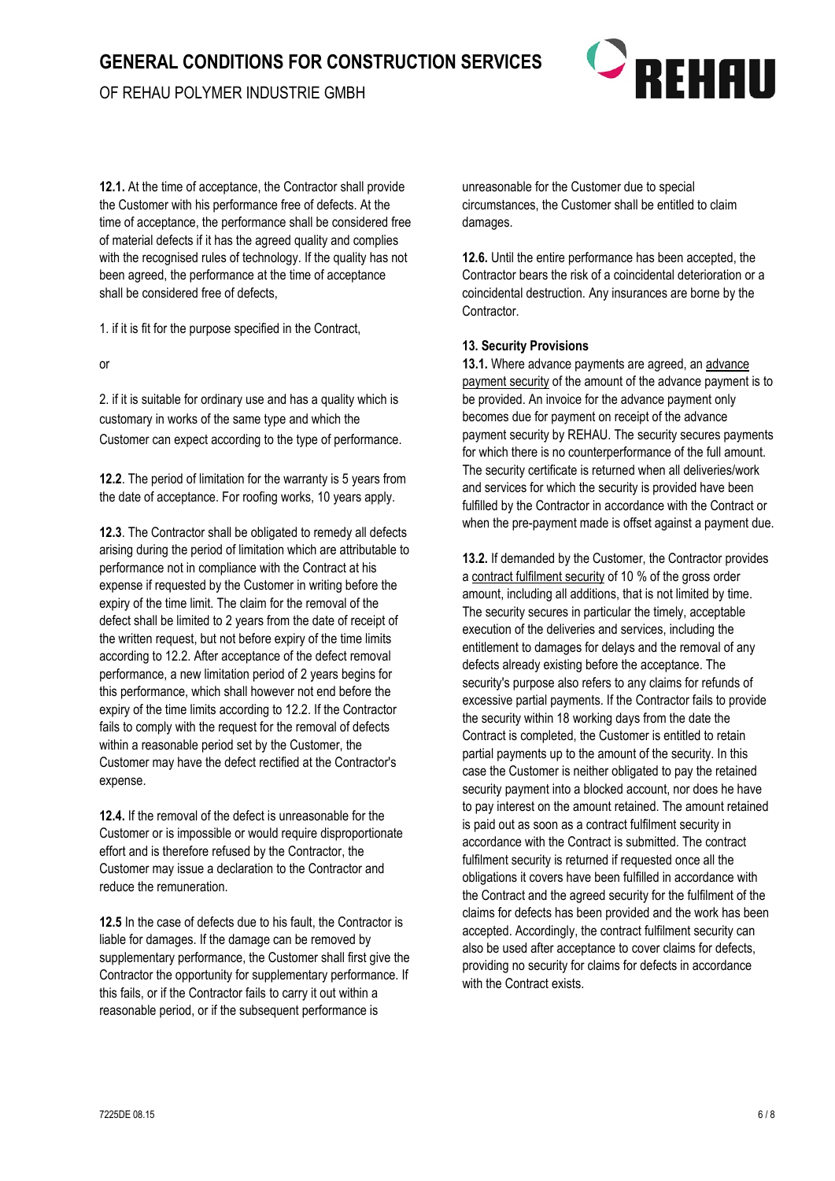**12.1.** At the time of acceptance, the Contractor shall provide the Customer with his performance free of defects. At the time of acceptance, the performance shall be considered free of material defects if it has the agreed quality and complies with the recognised rules of technology. If the quality has not been agreed, the performance at the time of acceptance shall be considered free of defects,

1. if it is fit for the purpose specified in the Contract,

or

2. if it is suitable for ordinary use and has a quality which is customary in works of the same type and which the Customer can expect according to the type of performance.

**12.2**. The period of limitation for the warranty is 5 years from the date of acceptance. For roofing works, 10 years apply.

**12.3**. The Contractor shall be obligated to remedy all defects arising during the period of limitation which are attributable to performance not in compliance with the Contract at his expense if requested by the Customer in writing before the expiry of the time limit. The claim for the removal of the defect shall be limited to 2 years from the date of receipt of the written request, but not before expiry of the time limits according to 12.2. After acceptance of the defect removal performance, a new limitation period of 2 years begins for this performance, which shall however not end before the expiry of the time limits according to 12.2. If the Contractor fails to comply with the request for the removal of defects within a reasonable period set by the Customer, the Customer may have the defect rectified at the Contractor's expense.

**12.4.** If the removal of the defect is unreasonable for the Customer or is impossible or would require disproportionate effort and is therefore refused by the Contractor, the Customer may issue a declaration to the Contractor and reduce the remuneration.

**12.5** In the case of defects due to his fault, the Contractor is liable for damages. If the damage can be removed by supplementary performance, the Customer shall first give the Contractor the opportunity for supplementary performance. If this fails, or if the Contractor fails to carry it out within a reasonable period, or if the subsequent performance is unreasonable for the Customer due to special circumstances, the Customer shall be entitled to claim damages.

**12.6.** Until the entire performance has been accepted, the Contractor bears the risk of a coincidental deterioration or a coincidental destruction. Any insurances are borne by the Contractor.

**13. Security Provisions**

**13.1.** Where advance payments are agreed, an advance payment security of the amount of the advance payment is to be provided. An invoice for the advance payment only becomes due for payment on receipt of the advance payment security by REHAU. The security secures payments for which there is no counterperformance of the full amount. The security certificate is returned when all deliveries/work and services for which the security is provided have been fulfilled by the Contractor in accordance with the Contract or when the pre-payment made is offset against a payment due.

**13.2.** If demanded by the Customer, the Contractor provides a contract fulfilment security of 10 % of the gross order amount, including all additions, that is not limited by time. The security secures in particular the timely, acceptable execution of the deliveries and services, including the entitlement to damages for delays and the removal of any defects already existing before the acceptance. The security's purpose also refers to any claims for refunds of excessive partial payments. If the Contractor fails to provide the security within 18 working days from the date the Contract is completed, the Customer is entitled to retain partial payments up to the amount of the security. In this case the Customer is neither obligated to pay the retained security payment into a blocked account, nor does he have to pay interest on the amount retained. The amount retained is paid out as soon as a contract fulfilment security in accordance with the Contract is submitted. The contract fulfilment security is returned if requested once all the obligations it covers have been fulfilled in accordance with the Contract and the agreed security for the fulfilment of the claims for defects has been provided and the work has been accepted. Accordingly, the contract fulfilment security can also be used after acceptance to cover claims for defects, providing no security for claims for defects in accordance with the Contract exists.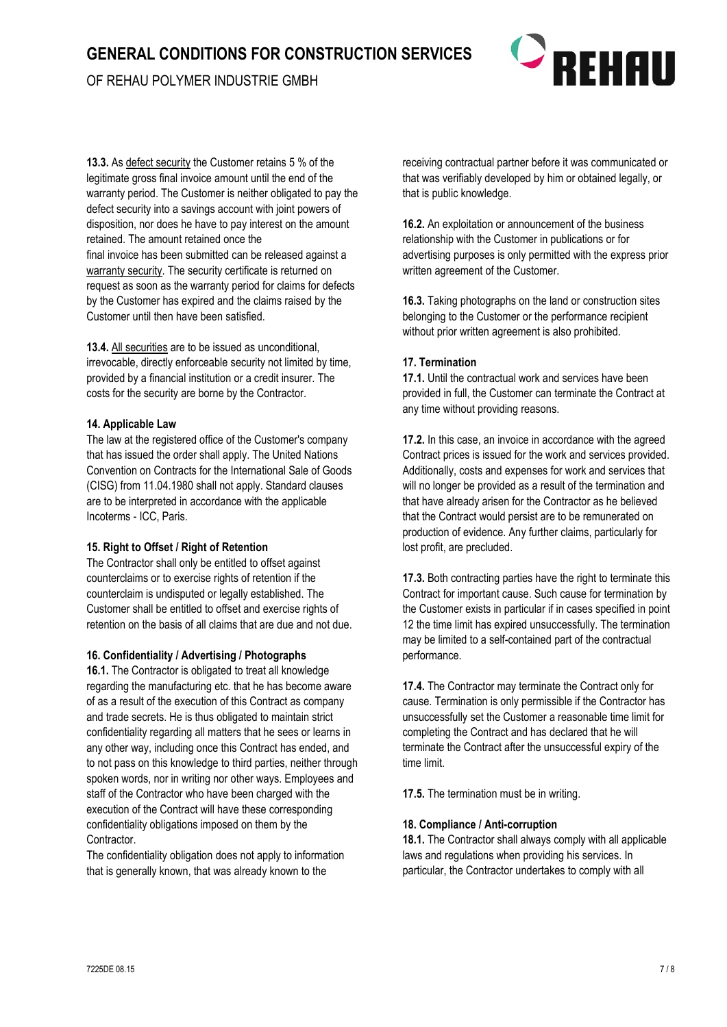**13.3.** As <u>defect security</u> the Customer retains 5 % of the legitimate gross final invoice amount until the end of the warranty period. The Customer is neither obligated to pay the defect security into a savings account with joint powers of disposition, nor does he have to pay interest on the amount retained. The amount retained once the final invoice has been submitted can be released against a <u>warranty security</u>. The security certificate is returned on request as soon as the warranty period for claims for defects by the Customer has expired and the claims raised by the Customer until then have been satisfied.

**13.4.** <u>All securities</u> are to be issued as unconditional, irrevocable, directly enforceable security not limited by time, provided by a financial institution or a credit insurer. The costs for the security are borne by the Contractor.

**14. Applicable Law**

The law at the registered office of the Customer's company that has issued the order shall apply. The United Nations Convention on Contracts for the International Sale of Goods (CISG) from 11.04.1980 shall not apply. Standard clauses are to be interpreted in accordance with the applicable Incoterms - ICC, Paris.

**15. Right to Offset / Right of Retention**

The Contractor shall only be entitled to offset against counterclaims or to exercise rights of retention if the counterclaim is undisputed or legally established. The Customer shall be entitled to offset and exercise rights of retention on the basis of all claims that are due and not due.

**16. Confidentiality / Advertising / Photographs**

**16.1.** The Contractor is obligated to treat all knowledge regarding the manufacturing etc. that he has become aware of as a result of the execution of this Contract as company and trade secrets. He is thus obligated to maintain strict confidentiality regarding all matters that he sees or learns in any other way, including once this Contract has ended, and to not pass on this knowledge to third parties, neither through spoken words, nor in writing nor other ways. Employees and staff of the Contractor who have been charged with the execution of the Contract will have these corresponding confidentiality obligations imposed on them by the Contractor.

The confidentiality obligation does not apply to information that is generally known, that was already known to the receiving contractual partner before it was communicated or that was verifiably developed by him or obtained legally, or that is public knowledge.

**16.2.** An exploitation or announcement of the business relationship with the Customer in publications or for advertising purposes is only permitted with the express prior written agreement of the Customer.

**16.3.** Taking photographs on the land or construction sites belonging to the Customer or the performance recipient without prior written agreement is also prohibited.

**17. Termination**

**17.1.** Until the contractual work and services have been provided in full, the Customer can terminate the Contract at any time without providing reasons.

**17.2.** In this case, an invoice in accordance with the agreed Contract prices is issued for the work and services provided. Additionally, costs and expenses for work and services that will no longer be provided as a result of the termination and that have already arisen for the Contractor as he believed that the Contract would persist are to be remunerated on production of evidence. Any further claims, particularly for lost profit, are precluded.

**17.3.** Both contracting parties have the right to terminate this Contract for important cause. Such cause for termination by the Customer exists in particular if in cases specified in point 12 the time limit has expired unsuccessfully. The termination may be limited to a self-contained part of the contractual performance.

**17.4.** The Contractor may terminate the Contract only for cause. Termination is only permissible if the Contractor has unsuccessfully set the Customer a reasonable time limit for completing the Contract and has declared that he will terminate the Contract after the unsuccessful expiry of the time limit.

**17.5.** The termination must be in writing.

**18. Compliance / Anti-corruption**

**18.1.** The Contractor shall always comply with all applicable laws and regulations when providing his services. In particular, the Contractor undertakes to comply with all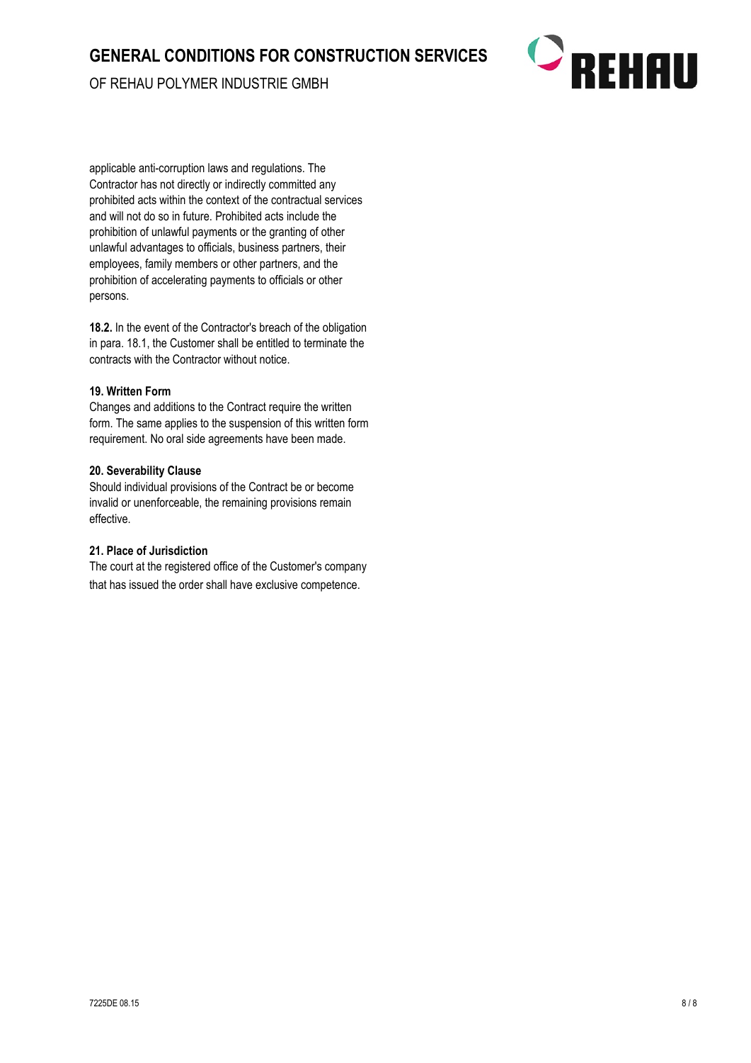applicable anti-corruption laws and regulations. The Contractor has not directly or indirectly committed any prohibited acts within the context of the contractual services and will not do so in future. Prohibited acts include the prohibition of unlawful payments or the granting of other unlawful advantages to officials, business partners, their employees, family members or other partners, and the prohibition of accelerating payments to officials or other persons.

**18.2.** In the event of the Contractor's breach of the obligation in para. 18.1, the Customer shall be entitled to terminate the contracts with the Contractor without notice.

#### 19. Written Form

Changes and additions to the Contract require the written form. The same applies to the suspension of this written form requirement. No oral side agreements have been made.

#### 20. Severability Clause

Should individual provisions of the Contract be or become invalid or unenforceable, the remaining provisions remain effective.

#### 21. Place of Jurisdiction

The court at the registered office of the Customer's company that has issued the order shall have exclusive competence.